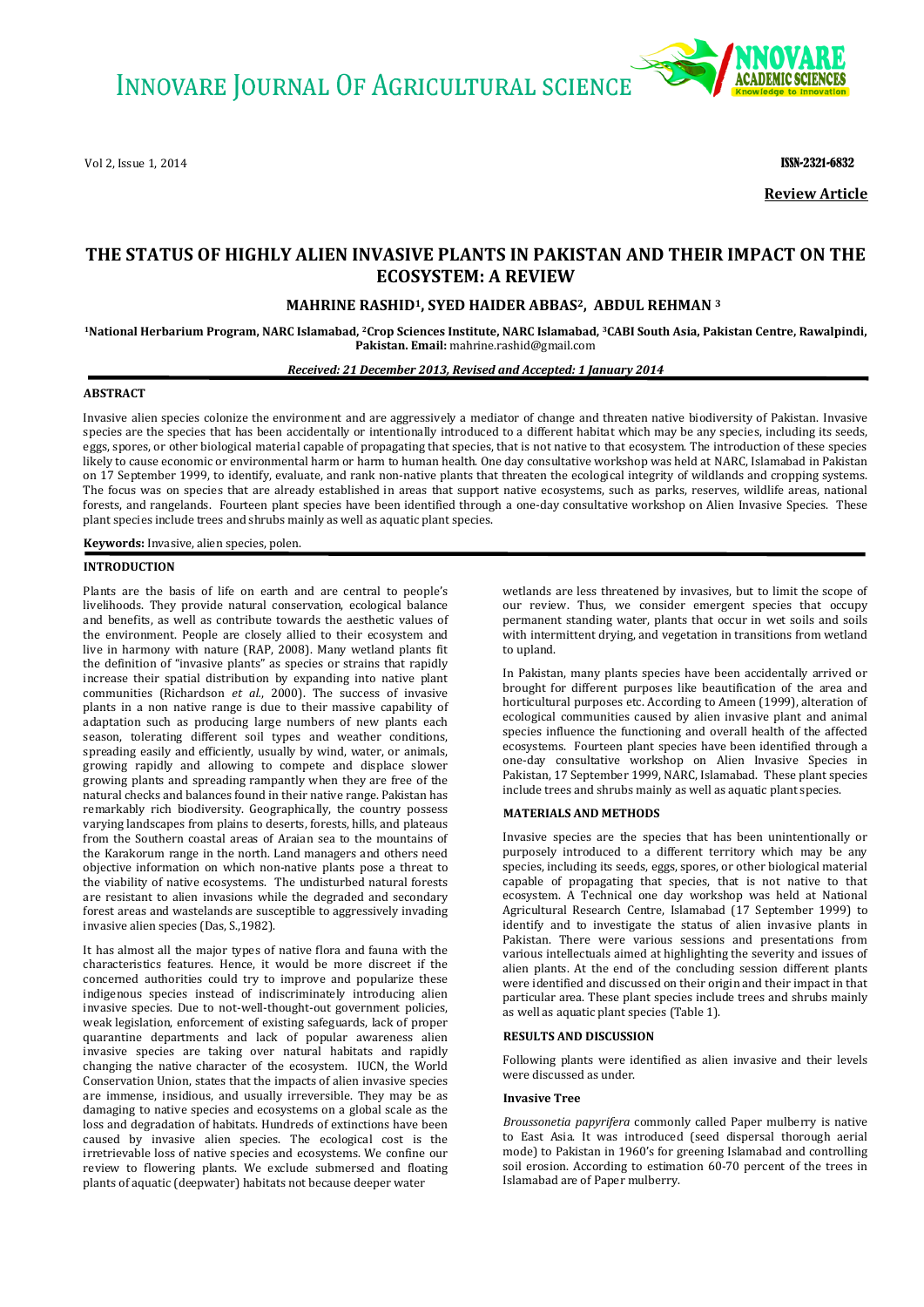# THE STATUS OF HIGHLY ALIEN INVASIVE PLANTS IN PAKISTAN AND THEIR IMPACT ON THE ECOSYSTEM: A REVIEW

**MAHRINE RASHID[1], SYED HAIDER ABBAS[2], ABDUL REHMAN [3]**

**[1]National Herbarium Program, NARC Islamabad, [2]Crop Sciences Institute, NARC Islamabad, [3]CABI South Asia, Pakistan Centre, Rawalpindi, Pakistan. Email:** mahrine.rashid@gmail.com

***Received: 21 December 2013, Revised and Accepted: 1 January 2014***

**Review Article**

## ABSTRACT

Invasive alien species colonize the environment and are aggressively a mediator of change and threaten native biodiversity of Pakistan. Invasive species are the species that has been accidentally or intentionally introduced to a different habitat which may be any species, including its seeds, eggs, spores, or other biological material capable of propagating that species, that is not native to that ecosystem. The introduction of these species likely to cause economic or environmental harm or harm to human health. One day consultative workshop was held at NARC, Islamabad in Pakistan on 17 September 1999, to identify, evaluate, and rank non-native plants that threaten the ecological integrity of wildlands and cropping systems. The focus was on species that are already established in areas that support native ecosystems, such as parks, reserves, wildlife areas, national forests, and rangelands. Fourteen plant species have been identified through a one-day consultative workshop on Alien Invasive Species. These plant species include trees and shrubs mainly as well as aquatic plant species.

**Keywords:** Invasive, alien species, polen.

## INTRODUCTION

Plants are the basis of life on earth and are central to people's livelihoods. They provide natural conservation, ecological balance and benefits, as well as contribute towards the aesthetic values of the environment. People are closely allied to their ecosystem and live in harmony with nature (RAP, 2008). Many wetland plants fit the definition of "invasive plants" as species or strains that rapidly increase their spatial distribution by expanding into native plant communities (Richardson *et al.*, 2000). The success of invasive plants in a non native range is due to their massive capability of adaptation such as producing large numbers of new plants each season, tolerating different soil types and weather conditions, spreading easily and efficiently, usually by wind, water, or animals, growing rapidly and allowing to compete and displace slower growing plants and spreading rampantly when they are free of the natural checks and balances found in their native range. Pakistan has remarkably rich biodiversity. Geographically, the country possess varying landscapes from plains to deserts, forests, hills, and plateaus from the Southern coastal areas of Araian sea to the mountains of the Karakorum range in the north. Land managers and others need objective information on which non-native plants pose a threat to the viability of native ecosystems. The undisturbed natural forests are resistant to alien invasions while the degraded and secondary forest areas and wastelands are susceptible to aggressively invading invasive alien species (Das, S.,1982).

It has almost all the major types of native flora and fauna with the characteristics features. Hence, it would be more discreet if the concerned authorities could try to improve and popularize these indigenous species instead of indiscriminately introducing alien invasive species. Due to not-well-thought-out government policies, weak legislation, enforcement of existing safeguards, lack of proper quarantine departments and lack of popular awareness alien invasive species are taking over natural habitats and rapidly changing the native character of the ecosystem. IUCN, the World Conservation Union, states that the impacts of alien invasive species are immense, insidious, and usually irreversible. They may be as damaging to native species and ecosystems on a global scale as the loss and degradation of habitats. Hundreds of extinctions have been caused by invasive alien species. The ecological cost is the irretrievable loss of native species and ecosystems. We confine our review to flowering plants. We exclude submersed and floating plants of aquatic (deepwater) habitats not because deeper water wetlands are less threatened by invasives, but to limit the scope of our review. Thus, we consider emergent species that occupy permanent standing water, plants that occur in wet soils and soils with intermittent drying, and vegetation in transitions from wetland to upland.

In Pakistan, many plants species have been accidentally arrived or brought for different purposes like beautification of the area and horticultural purposes etc. According to Ameen (1999), alteration of ecological communities caused by alien invasive plant and animal species influence the functioning and overall health of the affected ecosystems. Fourteen plant species have been identified through a one-day consultative workshop on Alien Invasive Species in Pakistan, 17 September 1999, NARC, Islamabad. These plant species include trees and shrubs mainly as well as aquatic plant species.

## MATERIALS AND METHODS

Invasive species are the species that has been unintentionally or purposely introduced to a different territory which may be any species, including its seeds, eggs, spores, or other biological material capable of propagating that species, that is not native to that ecosystem. A Technical one day workshop was held at National Agricultural Research Centre, Islamabad (17 September 1999) to identify and to investigate the status of alien invasive plants in Pakistan. There were various sessions and presentations from various intellectuals aimed at highlighting the severity and issues of alien plants. At the end of the concluding session different plants were identified and discussed on their origin and their impact in that particular area. These plant species include trees and shrubs mainly as well as aquatic plant species (Table 1).

## RESULTS AND DISCUSSION

Following plants were identified as alien invasive and their levels were discussed as under.

### Invasive Tree

*Broussonetia papyrifera* commonly called Paper mulberry is native to East Asia. It was introduced (seed dispersal thorough aerial mode) to Pakistan in 1960's for greening Islamabad and controlling soil erosion. According to estimation 60-70 percent of the trees in Islamabad are of Paper mulberry.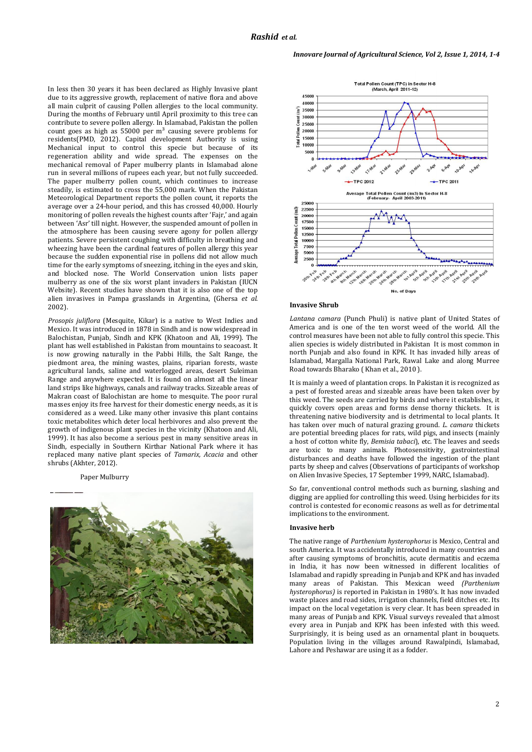In less then 30 years it has been declared as Highly Invasive plant due to its aggressive growth, replacement of native flora and above all main culprit of causing Pollen allergies to the local community. During the months of February until April proximity to this tree can contribute to severe pollen allergy. In Islamabad, Pakistan the pollen count goes as high as 55000 per $m^3$ causing severe problems for residents(PMD, 2012). Capital development Authority is using Mechanical input to control this specie but because of its regeneration ability and wide spread. The expenses on the mechanical removal of Paper mulberry plants in Islamabad alone run in several millions of rupees each year, but not fully succeeded. The paper mulberry pollen count, which continues to increase steadily, is estimated to cross the 55,000 mark. When the Pakistan Meteorological Department reports the pollen count, it reports the average over a 24-hour period, and this has crossed 40,000. Hourly monitoring of pollen reveals the highest counts after 'Fajr,' and again between 'Asr' till night. However, the suspended amount of pollen in the atmosphere has been causing severe agony for pollen allergy patients. Severe persistent coughing with difficulty in breathing and wheezing have been the cardinal features of pollen allergy this year because the sudden exponential rise in pollens did not allow much time for the early symptoms of sneezing, itching in the eyes and skin, and blocked nose. The World Conservation union lists paper mulberry as one of the six worst plant invaders in Pakistan (IUCN Website). Recent studies have shown that it is also one of the top alien invasives in Pampa grasslands in Argentina, (Ghersa *et al*. 2002).

*Prosopis juliflora* (Mesquite, Kikar) is a native to West Indies and Mexico. It was introduced in 1878 in Sindh and is now widespread in Balochistan, Punjab, Sindh and KPK (Khatoon and Ali, 1999). The plant has well established in Pakistan from mountains to seacoast. It is now growing naturally in the Pabbi Hills, the Salt Range, the piedmont area, the mining wastes, plains, riparian forests, waste agricultural lands, saline and waterlogged areas, desert Suleiman Range and anywhere expected. It is found on almost all the linear land strips like highways, canals and railway tracks. Sizeable areas of Makran coast of Balochistan are home to mesquite. The poor rural masses enjoy its free harvest for their domestic energy needs, as it is considered as a weed. Like many other invasive this plant contains toxic metabolites which deter local herbivores and also prevent the growth of indigenous plant species in the vicinity (Khatoon and Ali, 1999). It has also become a serious pest in many sensitive areas in Sindh, especially in Southern Kirthar National Park where it has replaced many native plant species of *Tamarix, Acacia* and other shrubs (Akhter, 2012).

Paper Mulberry

Total Pollen Count (TPC) in Sector H-8 (March, April 2011-12)

Average Total Pollen Count (/m3) In Sector H-8 (February- April 2003-2011)

### Invasive Shrub

*Lantana camara* (Punch Phuli) is native plant of United States of America and is one of the ten worst weed of the world. All the control measures have been not able to fully control this specie. This alien species is widely distributed in Pakistan It is most common in north Punjab and also found in KPK. It has invaded hilly areas of Islamabad, Margalla National Park, Rawal Lake and along Murree Road towards Bharako ( Khan et al., 2010 ).

It is mainly a weed of plantation crops. In Pakistan it is recognized as a pest of forested areas and sizeable areas have been taken over by this weed. The seeds are carried by birds and where it establishes, it quickly covers open areas and forms dense thorny thickets. It is threatening native biodiversity and is detrimental to local plants. It has taken over much of natural grazing ground. *L. camara* thickets are potential breeding places for rats, wild pigs, and insects (mainly a host of cotton white fly, *Bemisia tabaci*), etc. The leaves and seeds are toxic to many animals. Photosensitivity, gastrointestinal disturbances and deaths have followed the ingestion of the plant parts by sheep and calves (Observations of participants of workshop on Alien Invasive Species, 17 September 1999, NARC, Islamabad).

So far, conventional control methods such as burning, slashing and digging are applied for controlling this weed. Using herbicides for its control is contested for economic reasons as well as for detrimental implications to the environment.

### Invasive herb

The native range of *Parthenium hysterophorus* is Mexico, Central and south America. It was accidentally introduced in many countries and after causing symptoms of bronchitis, acute dermatitis and eczema in India, it has now been witnessed in different localities of Islamabad and rapidly spreading in Punjab and KPK and has invaded many areas of Pakistan. This Mexican weed *(Parthenium hysterophorus)* is reported in Pakistan in 1980's. It has now invaded waste places and road sides, irrigation channels, field ditches etc. Its impact on the local vegetation is very clear. It has been spreaded in many areas of Punjab and KPK. Visual surveys revealed that almost every area in Punjab and KPK has been infested with this weed. Surprisingly, it is being used as an ornamental plant in bouquets. Population living in the villages around Rawalpindi, Islamabad, Lahore and Peshawar are using it as a fodder.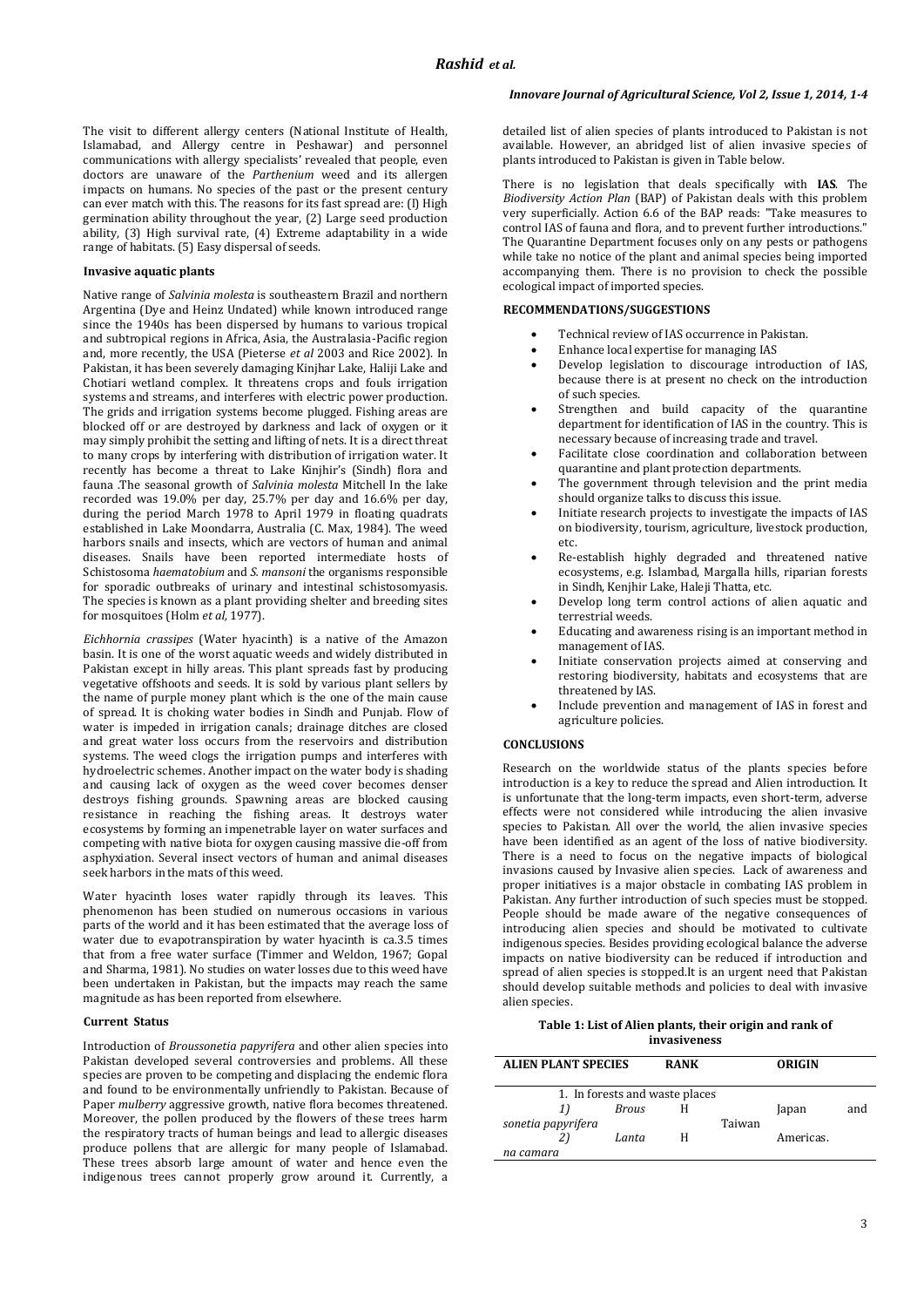The visit to different allergy centers (National Institute of Health, Islamabad, and Allergy centre in Peshawar) and personnel communications with allergy specialists' revealed that people, even doctors are unaware of the *Parthenium* weed and its allergen impacts on humans. No species of the past or the present century can ever match with this. The reasons for its fast spread are: (I) High germination ability throughout the year, (2) Large seed production ability, (3) High survival rate, (4) Extreme adaptability in a wide range of habitats. (5) Easy dispersal of seeds.

### Invasive aquatic plants

Native range of *Salvinia molesta* is southeastern Brazil and northern Argentina (Dye and Heinz Undated) while known introduced range since the 1940s has been dispersed by humans to various tropical and subtropical regions in Africa, Asia, the Australasia-Pacific region and, more recently, the USA (Pieterse *et al* 2003 and Rice 2002). In Pakistan, it has been severely damaging Kinjhar Lake, Haliji Lake and Chotiari wetland complex. It threatens crops and fouls irrigation systems and streams, and interferes with electric power production. The grids and irrigation systems become plugged. Fishing areas are blocked off or are destroyed by darkness and lack of oxygen or it may simply prohibit the setting and lifting of nets. It is a direct threat to many crops by interfering with distribution of irrigation water. It recently has become a threat to Lake Kinjhir's (Sindh) flora and fauna .The seasonal growth of *Salvinia molesta* Mitchell In the lake recorded was 19.0% per day, 25.7% per day and 16.6% per day, during the period March 1978 to April 1979 in floating quadrats established in Lake Moondarra, Australia (C. Max, 1984). The weed harbors snails and insects, which are vectors of human and animal diseases. Snails have been reported intermediate hosts of Schistosoma *haematobium* and *S. mansoni* the organisms responsible for sporadic outbreaks of urinary and intestinal schistosomyasis. The species is known as a plant providing shelter and breeding sites for mosquitoes (Holm *et al*, 1977).

*Eichhornia crassipes* (Water hyacinth) is a native of the Amazon basin. It is one of the worst aquatic weeds and widely distributed in Pakistan except in hilly areas. This plant spreads fast by producing vegetative offshoots and seeds. It is sold by various plant sellers by the name of purple money plant which is the one of the main cause of spread. It is choking water bodies in Sindh and Punjab. Flow of water is impeded in irrigation canals; drainage ditches are closed and great water loss occurs from the reservoirs and distribution systems. The weed clogs the irrigation pumps and interferes with hydroelectric schemes. Another impact on the water body is shading and causing lack of oxygen as the weed cover becomes denser destroys fishing grounds. Spawning areas are blocked causing resistance in reaching the fishing areas. It destroys water ecosystems by forming an impenetrable layer on water surfaces and competing with native biota for oxygen causing massive die-off from asphyxiation. Several insect vectors of human and animal diseases seek harbors in the mats of this weed.

Water hyacinth loses water rapidly through its leaves. This phenomenon has been studied on numerous occasions in various parts of the world and it has been estimated that the average loss of water due to evapotranspiration by water hyacinth is ca.3.5 times that from a free water surface (Timmer and Weldon, 1967; Gopal and Sharma, 1981). No studies on water losses due to this weed have been undertaken in Pakistan, but the impacts may reach the same magnitude as has been reported from elsewhere.

### Current Status

Introduction of *Broussonetia papyrifera* and other alien species into Pakistan developed several controversies and problems. All these species are proven to be competing and displacing the endemic flora and found to be environmentally unfriendly to Pakistan. Because of Paper *mulberry* aggressive growth, native flora becomes threatened. Moreover, the pollen produced by the flowers of these trees harm the respiratory tracts of human beings and lead to allergic diseases produce pollens that are allergic for many people of Islamabad. These trees absorb large amount of water and hence even the indigenous trees cannot properly grow around it. Currently, a detailed list of alien species of plants introduced to Pakistan is not available. However, an abridged list of alien invasive species of plants introduced to Pakistan is given in Table below.

There is no legislation that deals specifically with **IAS**. The *Biodiversity Action Plan* (BAP) of Pakistan deals with this problem very superficially. Action 6.6 of the BAP reads: "Take measures to control IAS of fauna and flora, and to prevent further introductions." The Quarantine Department focuses only on any pests or pathogens while take no notice of the plant and animal species being imported accompanying them. There is no provision to check the possible ecological impact of imported species.

## RECOMMENDATIONS/SUGGESTIONS

- Technical review of IAS occurrence in Pakistan.
- Enhance local expertise for managing IAS
- Develop legislation to discourage introduction of IAS, because there is at present no check on the introduction of such species.
- Strengthen and build capacity of the quarantine department for identification of IAS in the country. This is necessary because of increasing trade and travel.
- Facilitate close coordination and collaboration between quarantine and plant protection departments.
- The government through television and the print media should organize talks to discuss this issue.
- Initiate research projects to investigate the impacts of IAS on biodiversity, tourism, agriculture, livestock production, etc.
- Re-establish highly degraded and threatened native ecosystems, e.g. Islambad, Margalla hills, riparian forests in Sindh, Kenjhir Lake, Haleji Thatta, etc.
- Develop long term control actions of alien aquatic and terrestrial weeds.
- Educating and awareness rising is an important method in management of IAS.
- Initiate conservation projects aimed at conserving and restoring biodiversity, habitats and ecosystems that are threatened by IAS.
- Include prevention and management of IAS in forest and agriculture policies.

## CONCLUSIONS

Research on the worldwide status of the plants species before introduction is a key to reduce the spread and Alien introduction. It is unfortunate that the long-term impacts, even short-term, adverse effects were not considered while introducing the alien invasive species to Pakistan. All over the world, the alien invasive species have been identified as an agent of the loss of native biodiversity. There is a need to focus on the negative impacts of biological invasions caused by Invasive alien species. Lack of awareness and proper initiatives is a major obstacle in combating IAS problem in Pakistan. Any further introduction of such species must be stopped. People should be made aware of the negative consequences of introducing alien species and should be motivated to cultivate indigenous species. Besides providing ecological balance the adverse impacts on native biodiversity can be reduced if introduction and spread of alien species is stopped.It is an urgent need that Pakistan should develop suitable methods and policies to deal with invasive alien species.

**Table 1: List of Alien plants, their origin and rank of invasiveness**

| ALIEN PLANT SPECIES | RANK | ORIGIN |
|---|---|---|
| 1. In forests and waste places | | |
| 1) *Broussonetia papyrifera* | H | Japan and Taiwan |
| 2) *Lantana camara* | H | Americas. |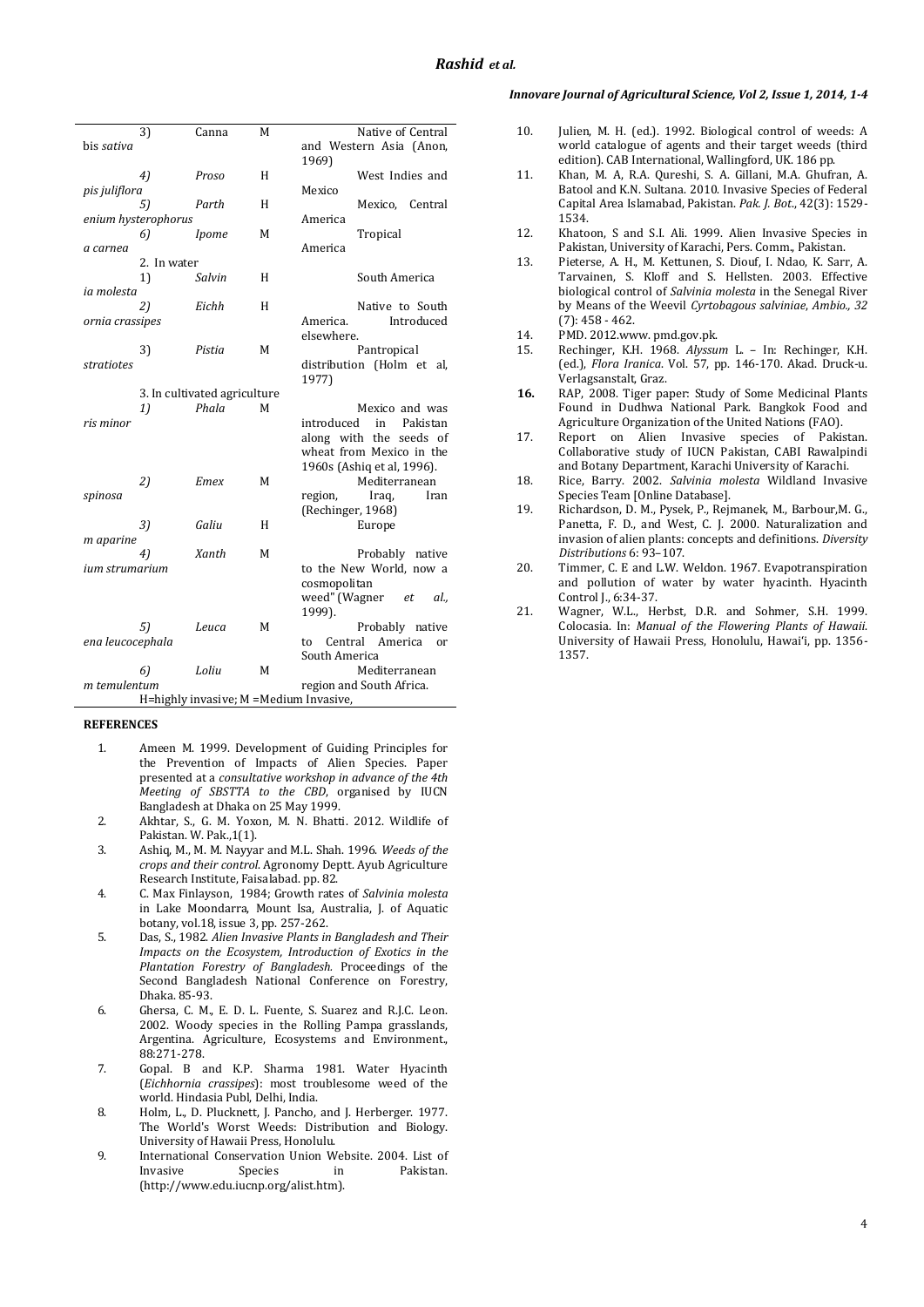| | | | |
|---|---|---|---|
| 3) | *Cannabis sativa* | M | Native of Central and Western Asia (Anon, 1969) |
| *4)* | *Prosopis juliflora* | H | West Indies and Mexico |
| *5)* | *Parthenium hysterophorus* | H | Mexico, Central America |
| *6)* | *Ipomea carnea* | M | Tropical America |
| 2. In water | | | |
| 1) | *Salvinia molesta* | H | South America |
| *2)* | *Eichhornia crassipes* | H | Native to South America. Introduced elsewhere. |
| 3) | *Pistia stratiotes* | M | Pantropical distribution (Holm et al, 1977) |
| 3. In cultivated agriculture | | | |
| *1)* | *Phalaris minor* | M | Mexico and was introduced in Pakistan along with the seeds of wheat from Mexico in the 1960s (Ashiq et al, 1996). |
| *2)* | *Emex spinosa* | M | Mediterranean region, Iraq, Iran (Rechinger, 1968) |
| *3)* | *Galium aparine* | H | Europe |
| *4)* | *Xanthium strumarium* | M | Probably native to the New World, now a cosmopolitan weed" (Wagner *et al.,* 1999). |
| *5)* | *Leucaena leucocephala* | M | Probably native to Central America or South America |
| *6)* | *Lolium temulentum* | M | Mediterranean region and South Africa. |

H=highly invasive; M =Medium Invasive,

## REFERENCES

1. Ameen M. 1999. Development of Guiding Principles for the Prevention of Impacts of Alien Species. Paper presented at a *consultative workshop in advance of the 4th Meeting of SBSTTA to the CBD*, organised by IUCN Bangladesh at Dhaka on 25 May 1999.
2. Akhtar, S., G. M. Yoxon, M. N. Bhatti. 2012. Wildlife of Pakistan. W. Pak.,1(1).
3. Ashiq, M., M. M. Nayyar and M.L. Shah. 1996. *Weeds of the crops and their control*. Agronomy Deptt. Ayub Agriculture Research Institute, Faisalabad. pp. 82.
4. C. Max Finlayson, 1984; Growth rates of *Salvinia molesta* in Lake Moondarra, Mount Isa, Australia, J. of Aquatic botany, vol.18, issue 3, pp. 257-262.
5. Das, S., 1982. *Alien Invasive Plants in Bangladesh and Their Impacts on the Ecosystem, Introduction of Exotics in the Plantation Forestry of Bangladesh.* Proceedings of the Second Bangladesh National Conference on Forestry, Dhaka. 85-93.
6. Ghersa, C. M., E. D. L. Fuente, S. Suarez and R.J.C. Leon. 2002. Woody species in the Rolling Pampa grasslands, Argentina. Agriculture, Ecosystems and Environment., 88:271-278.
7. Gopal. B and K.P. Sharma 1981. Water Hyacinth (*Eichhornia crassipes*): most troublesome weed of the world. Hindasia Publ, Delhi, India.
8. Holm, L., D. Plucknett, J. Pancho, and J. Herberger. 1977. The World's Worst Weeds: Distribution and Biology. University of Hawaii Press, Honolulu.
9. International Conservation Union Website. 2004. List of Invasive Species in Pakistan. (http://www.edu.iucnp.org/alist.htm).
10. Julien, M. H. (ed.). 1992. Biological control of weeds: A world catalogue of agents and their target weeds (third edition). CAB International, Wallingford, UK. 186 pp.
11. Khan, M. A, R.A. Qureshi, S. A. Gillani, M.A. Ghufran, A. Batool and K.N. Sultana. 2010. Invasive Species of Federal Capital Area Islamabad, Pakistan. *Pak. J. Bot*., 42(3): 1529-1534.
12. Khatoon, S and S.I. Ali. 1999. Alien Invasive Species in Pakistan, University of Karachi, Pers. Comm., Pakistan.
13. Pieterse, A. H., M. Kettunen, S. Diouf, I. Ndao, K. Sarr, A. Tarvainen, S. Kloff and S. Hellsten. 2003. Effective biological control of *Salvinia molesta* in the Senegal River by Means of the Weevil *Cyrtobagous salviniae*, *Ambio., 32* (7): 458 - 462.
14. PMD. 2012.www. pmd.gov.pk.
15. Rechinger, K.H. 1968. *Alyssum* L. – In: Rechinger, K.H. (ed.), *Flora Iranica*. Vol. 57, pp. 146-170. Akad. Druck-u. Verlagsanstalt, Graz.
16. RAP, 2008. Tiger paper: Study of Some Medicinal Plants Found in Dudhwa National Park. Bangkok Food and Agriculture Organization of the United Nations (FAO).
17. Report on Alien Invasive species of Pakistan. Collaborative study of IUCN Pakistan, CABI Rawalpindi and Botany Department, Karachi University of Karachi.
18. Rice, Barry. 2002. *Salvinia molesta* Wildland Invasive Species Team [Online Database].
19. Richardson, D. M., Pysek, P., Rejmanek, M., Barbour,M. G., Panetta, F. D., and West, C. J. 2000. Naturalization and invasion of alien plants: concepts and definitions. *Diversity Distributions* 6: 93–107.
20. Timmer, C. E and L.W. Weldon. 1967. Evapotranspiration and pollution of water by water hyacinth. Hyacinth Control J., 6:34-37.
21. Wagner, W.L., Herbst, D.R. and Sohmer, S.H. 1999. Colocasia. In: *Manual of the Flowering Plants of Hawaii*. University of Hawaii Press, Honolulu, Hawai'i, pp. 1356-1357.